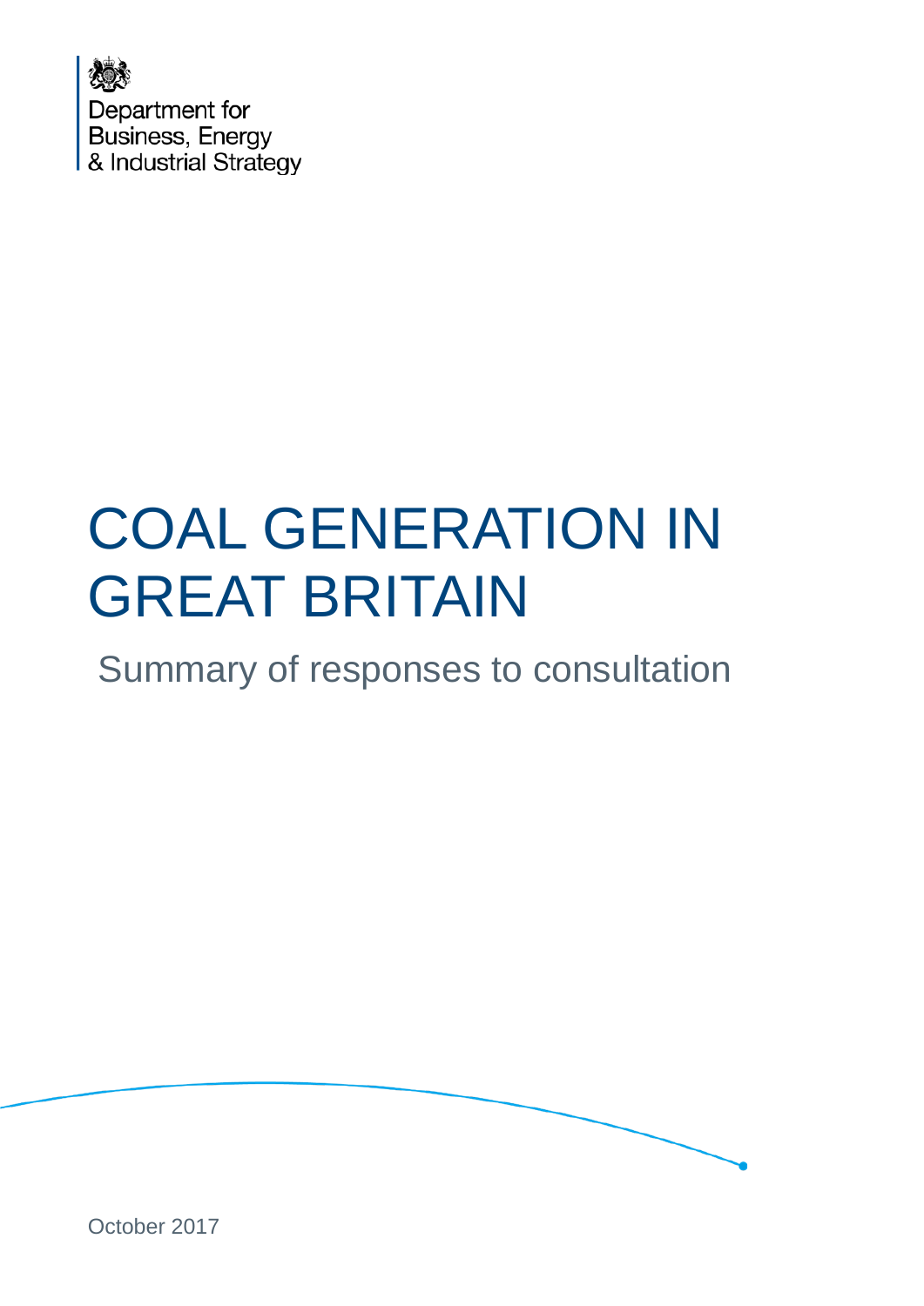Department for
Business, Energy
& Industrial Strategy

# COAL GENERATION IN GREAT BRITAIN

## Summary of responses to consultation

October 2017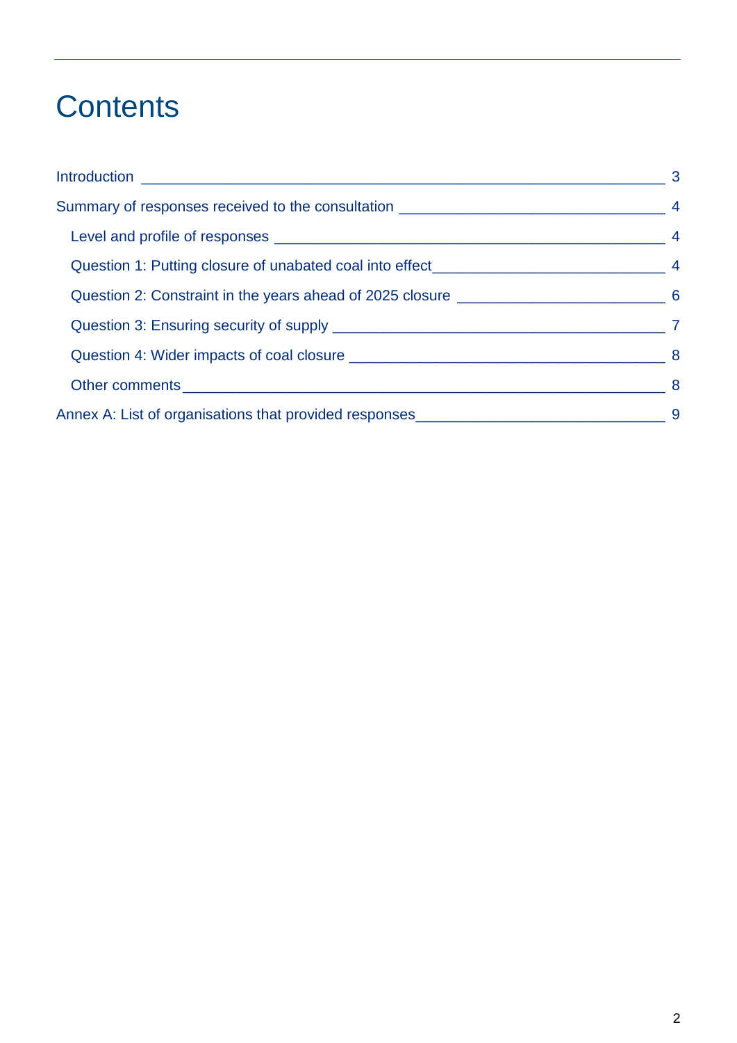# Contents

- Introduction — 3
- Summary of responses received to the consultation — 4
  - Level and profile of responses — 4
  - Question 1: Putting closure of unabated coal into effect — 4
  - Question 2: Constraint in the years ahead of 2025 closure — 6
  - Question 3: Ensuring security of supply — 7
  - Question 4: Wider impacts of coal closure — 8
  - Other comments — 8
- Annex A: List of organisations that provided responses — 9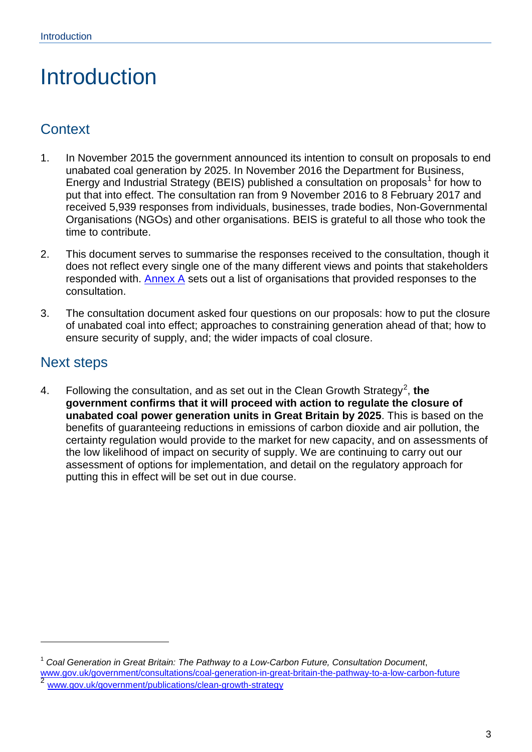# Introduction

## Context

1. In November 2015 the government announced its intention to consult on proposals to end unabated coal generation by 2025. In November 2016 the Department for Business, Energy and Industrial Strategy (BEIS) published a consultation on proposals[1] for how to put that into effect. The consultation ran from 9 November 2016 to 8 February 2017 and received 5,939 responses from individuals, businesses, trade bodies, Non-Governmental Organisations (NGOs) and other organisations. BEIS is grateful to all those who took the time to contribute.

2. This document serves to summarise the responses received to the consultation, though it does not reflect every single one of the many different views and points that stakeholders responded with. Annex A sets out a list of organisations that provided responses to the consultation.

3. The consultation document asked four questions on our proposals: how to put the closure of unabated coal into effect; approaches to constraining generation ahead of that; how to ensure security of supply, and; the wider impacts of coal closure.

## Next steps

4. Following the consultation, and as set out in the Clean Growth Strategy[2], **the government confirms that it will proceed with action to regulate the closure of unabated coal power generation units in Great Britain by 2025**. This is based on the benefits of guaranteeing reductions in emissions of carbon dioxide and air pollution, the certainty regulation would provide to the market for new capacity, and on assessments of the low likelihood of impact on security of supply. We are continuing to carry out our assessment of options for implementation, and detail on the regulatory approach for putting this in effect will be set out in due course.

---

[1] *Coal Generation in Great Britain: The Pathway to a Low-Carbon Future, Consultation Document*, www.gov.uk/government/consultations/coal-generation-in-great-britain-the-pathway-to-a-low-carbon-future

[2] www.gov.uk/government/publications/clean-growth-strategy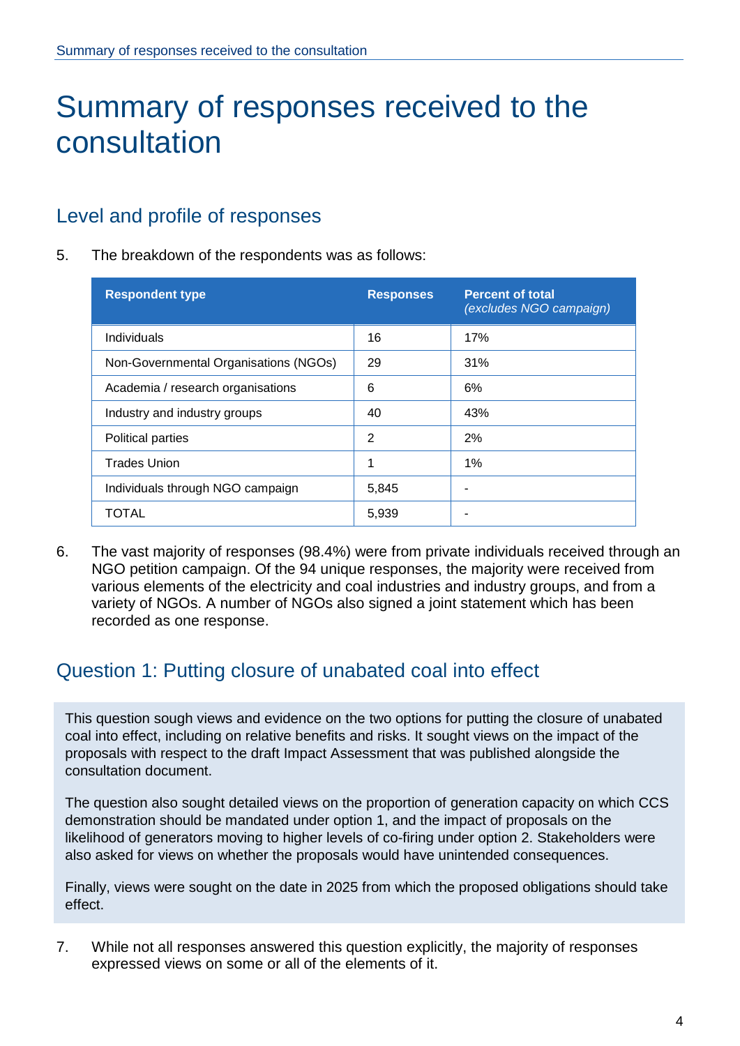# Summary of responses received to the consultation

## Level and profile of responses

5. The breakdown of the respondents was as follows:

| Respondent type | Responses | Percent of total *(excludes NGO campaign)* |
|---|---|---|
| Individuals | 16 | 17% |
| Non-Governmental Organisations (NGOs) | 29 | 31% |
| Academia / research organisations | 6 | 6% |
| Industry and industry groups | 40 | 43% |
| Political parties | 2 | 2% |
| Trades Union | 1 | 1% |
| Individuals through NGO campaign | 5,845 | - |
| TOTAL | 5,939 | - |

6. The vast majority of responses (98.4%) were from private individuals received through an NGO petition campaign. Of the 94 unique responses, the majority were received from various elements of the electricity and coal industries and industry groups, and from a variety of NGOs. A number of NGOs also signed a joint statement which has been recorded as one response.

## Question 1: Putting closure of unabated coal into effect

This question sough views and evidence on the two options for putting the closure of unabated coal into effect, including on relative benefits and risks. It sought views on the impact of the proposals with respect to the draft Impact Assessment that was published alongside the consultation document.

The question also sought detailed views on the proportion of generation capacity on which CCS demonstration should be mandated under option 1, and the impact of proposals on the likelihood of generators moving to higher levels of co-firing under option 2. Stakeholders were also asked for views on whether the proposals would have unintended consequences.

Finally, views were sought on the date in 2025 from which the proposed obligations should take effect.

7. While not all responses answered this question explicitly, the majority of responses expressed views on some or all of the elements of it.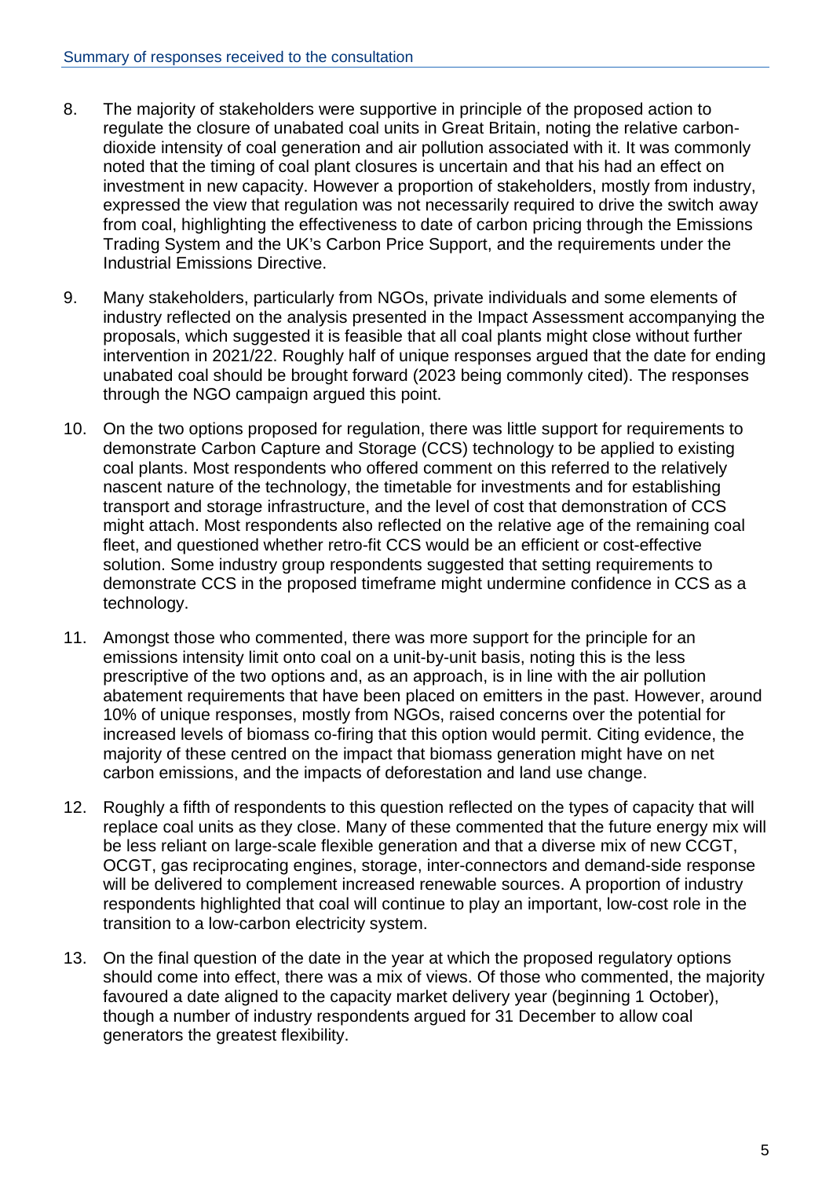8. The majority of stakeholders were supportive in principle of the proposed action to regulate the closure of unabated coal units in Great Britain, noting the relative carbon-dioxide intensity of coal generation and air pollution associated with it. It was commonly noted that the timing of coal plant closures is uncertain and that his had an effect on investment in new capacity. However a proportion of stakeholders, mostly from industry, expressed the view that regulation was not necessarily required to drive the switch away from coal, highlighting the effectiveness to date of carbon pricing through the Emissions Trading System and the UK's Carbon Price Support, and the requirements under the Industrial Emissions Directive.

9. Many stakeholders, particularly from NGOs, private individuals and some elements of industry reflected on the analysis presented in the Impact Assessment accompanying the proposals, which suggested it is feasible that all coal plants might close without further intervention in 2021/22. Roughly half of unique responses argued that the date for ending unabated coal should be brought forward (2023 being commonly cited). The responses through the NGO campaign argued this point.

10. On the two options proposed for regulation, there was little support for requirements to demonstrate Carbon Capture and Storage (CCS) technology to be applied to existing coal plants. Most respondents who offered comment on this referred to the relatively nascent nature of the technology, the timetable for investments and for establishing transport and storage infrastructure, and the level of cost that demonstration of CCS might attach. Most respondents also reflected on the relative age of the remaining coal fleet, and questioned whether retro-fit CCS would be an efficient or cost-effective solution. Some industry group respondents suggested that setting requirements to demonstrate CCS in the proposed timeframe might undermine confidence in CCS as a technology.

11. Amongst those who commented, there was more support for the principle for an emissions intensity limit onto coal on a unit-by-unit basis, noting this is the less prescriptive of the two options and, as an approach, is in line with the air pollution abatement requirements that have been placed on emitters in the past. However, around 10% of unique responses, mostly from NGOs, raised concerns over the potential for increased levels of biomass co-firing that this option would permit. Citing evidence, the majority of these centred on the impact that biomass generation might have on net carbon emissions, and the impacts of deforestation and land use change.

12. Roughly a fifth of respondents to this question reflected on the types of capacity that will replace coal units as they close. Many of these commented that the future energy mix will be less reliant on large-scale flexible generation and that a diverse mix of new CCGT, OCGT, gas reciprocating engines, storage, inter-connectors and demand-side response will be delivered to complement increased renewable sources. A proportion of industry respondents highlighted that coal will continue to play an important, low-cost role in the transition to a low-carbon electricity system.

13. On the final question of the date in the year at which the proposed regulatory options should come into effect, there was a mix of views. Of those who commented, the majority favoured a date aligned to the capacity market delivery year (beginning 1 October), though a number of industry respondents argued for 31 December to allow coal generators the greatest flexibility.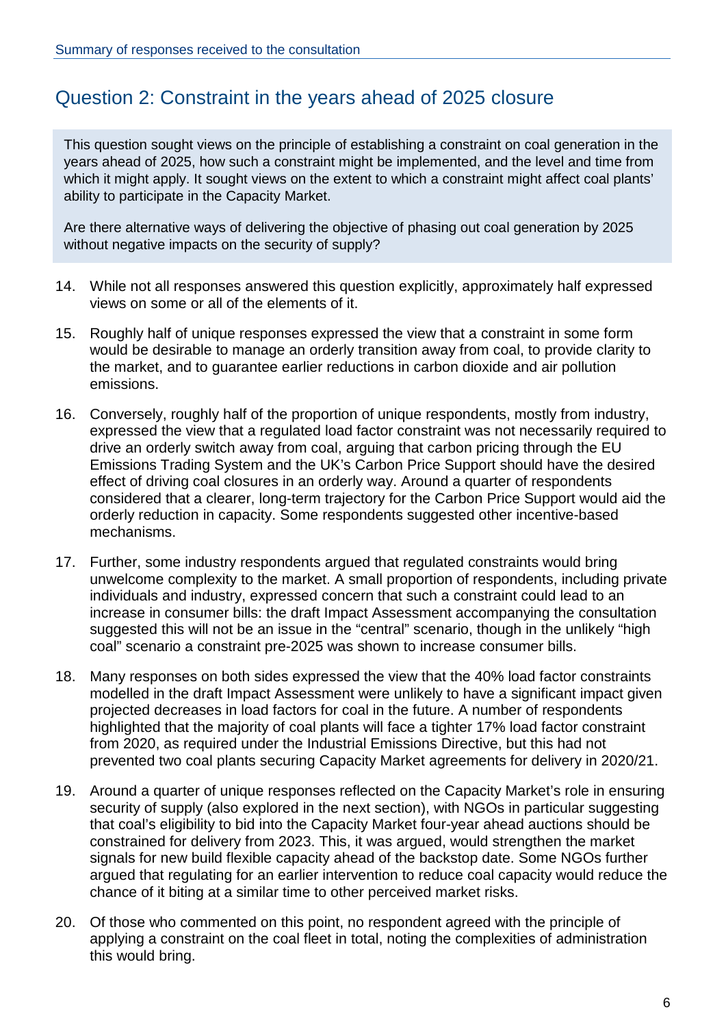## Question 2: Constraint in the years ahead of 2025 closure

> This question sought views on the principle of establishing a constraint on coal generation in the years ahead of 2025, how such a constraint might be implemented, and the level and time from which it might apply. It sought views on the extent to which a constraint might affect coal plants' ability to participate in the Capacity Market.
>
> Are there alternative ways of delivering the objective of phasing out coal generation by 2025 without negative impacts on the security of supply?

14. While not all responses answered this question explicitly, approximately half expressed views on some or all of the elements of it.

15. Roughly half of unique responses expressed the view that a constraint in some form would be desirable to manage an orderly transition away from coal, to provide clarity to the market, and to guarantee earlier reductions in carbon dioxide and air pollution emissions.

16. Conversely, roughly half of the proportion of unique respondents, mostly from industry, expressed the view that a regulated load factor constraint was not necessarily required to drive an orderly switch away from coal, arguing that carbon pricing through the EU Emissions Trading System and the UK's Carbon Price Support should have the desired effect of driving coal closures in an orderly way. Around a quarter of respondents considered that a clearer, long-term trajectory for the Carbon Price Support would aid the orderly reduction in capacity. Some respondents suggested other incentive-based mechanisms.

17. Further, some industry respondents argued that regulated constraints would bring unwelcome complexity to the market. A small proportion of respondents, including private individuals and industry, expressed concern that such a constraint could lead to an increase in consumer bills: the draft Impact Assessment accompanying the consultation suggested this will not be an issue in the "central" scenario, though in the unlikely "high coal" scenario a constraint pre-2025 was shown to increase consumer bills.

18. Many responses on both sides expressed the view that the 40% load factor constraints modelled in the draft Impact Assessment were unlikely to have a significant impact given projected decreases in load factors for coal in the future. A number of respondents highlighted that the majority of coal plants will face a tighter 17% load factor constraint from 2020, as required under the Industrial Emissions Directive, but this had not prevented two coal plants securing Capacity Market agreements for delivery in 2020/21.

19. Around a quarter of unique responses reflected on the Capacity Market's role in ensuring security of supply (also explored in the next section), with NGOs in particular suggesting that coal's eligibility to bid into the Capacity Market four-year ahead auctions should be constrained for delivery from 2023. This, it was argued, would strengthen the market signals for new build flexible capacity ahead of the backstop date. Some NGOs further argued that regulating for an earlier intervention to reduce coal capacity would reduce the chance of it biting at a similar time to other perceived market risks.

20. Of those who commented on this point, no respondent agreed with the principle of applying a constraint on the coal fleet in total, noting the complexities of administration this would bring.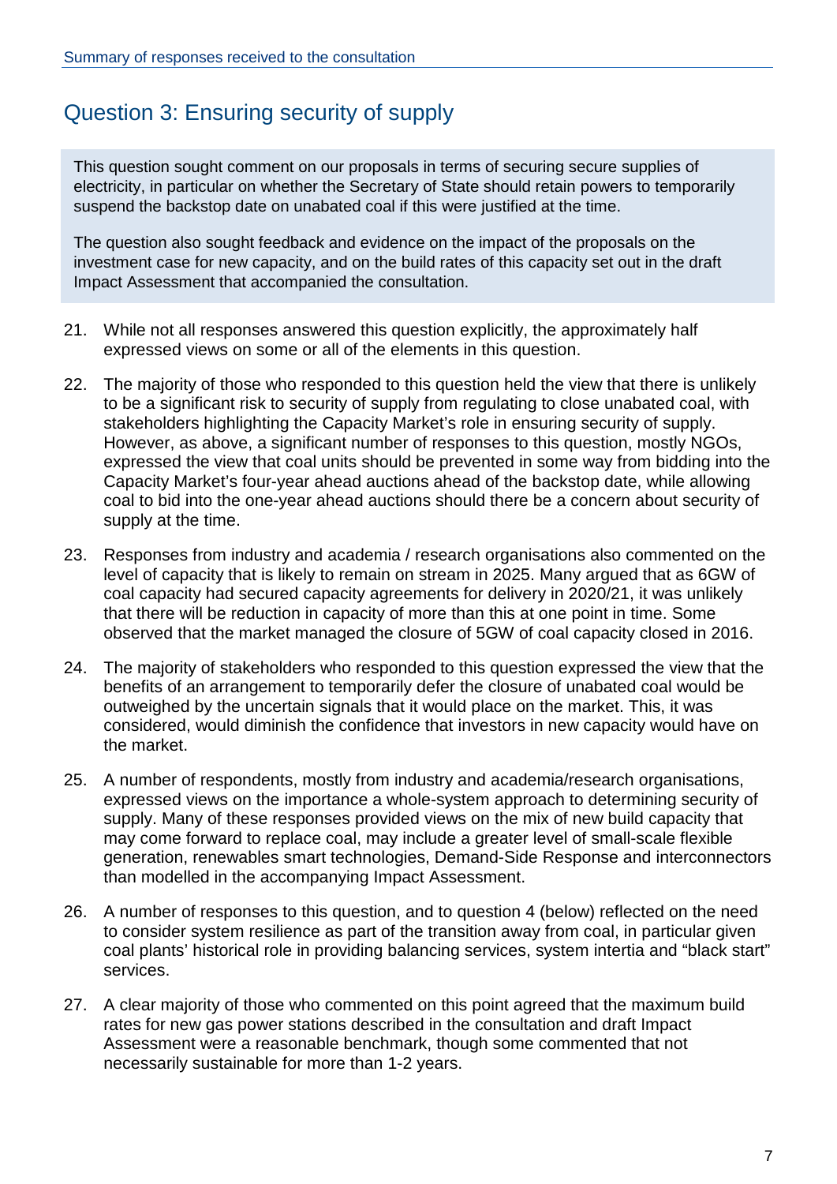## Question 3: Ensuring security of supply

This question sought comment on our proposals in terms of securing secure supplies of electricity, in particular on whether the Secretary of State should retain powers to temporarily suspend the backstop date on unabated coal if this were justified at the time.

The question also sought feedback and evidence on the impact of the proposals on the investment case for new capacity, and on the build rates of this capacity set out in the draft Impact Assessment that accompanied the consultation.

21. While not all responses answered this question explicitly, the approximately half expressed views on some or all of the elements in this question.

22. The majority of those who responded to this question held the view that there is unlikely to be a significant risk to security of supply from regulating to close unabated coal, with stakeholders highlighting the Capacity Market's role in ensuring security of supply. However, as above, a significant number of responses to this question, mostly NGOs, expressed the view that coal units should be prevented in some way from bidding into the Capacity Market's four-year ahead auctions ahead of the backstop date, while allowing coal to bid into the one-year ahead auctions should there be a concern about security of supply at the time.

23. Responses from industry and academia / research organisations also commented on the level of capacity that is likely to remain on stream in 2025. Many argued that as 6GW of coal capacity had secured capacity agreements for delivery in 2020/21, it was unlikely that there will be reduction in capacity of more than this at one point in time. Some observed that the market managed the closure of 5GW of coal capacity closed in 2016.

24. The majority of stakeholders who responded to this question expressed the view that the benefits of an arrangement to temporarily defer the closure of unabated coal would be outweighed by the uncertain signals that it would place on the market. This, it was considered, would diminish the confidence that investors in new capacity would have on the market.

25. A number of respondents, mostly from industry and academia/research organisations, expressed views on the importance a whole-system approach to determining security of supply. Many of these responses provided views on the mix of new build capacity that may come forward to replace coal, may include a greater level of small-scale flexible generation, renewables smart technologies, Demand-Side Response and interconnectors than modelled in the accompanying Impact Assessment.

26. A number of responses to this question, and to question 4 (below) reflected on the need to consider system resilience as part of the transition away from coal, in particular given coal plants' historical role in providing balancing services, system intertia and "black start" services.

27. A clear majority of those who commented on this point agreed that the maximum build rates for new gas power stations described in the consultation and draft Impact Assessment were a reasonable benchmark, though some commented that not necessarily sustainable for more than 1-2 years.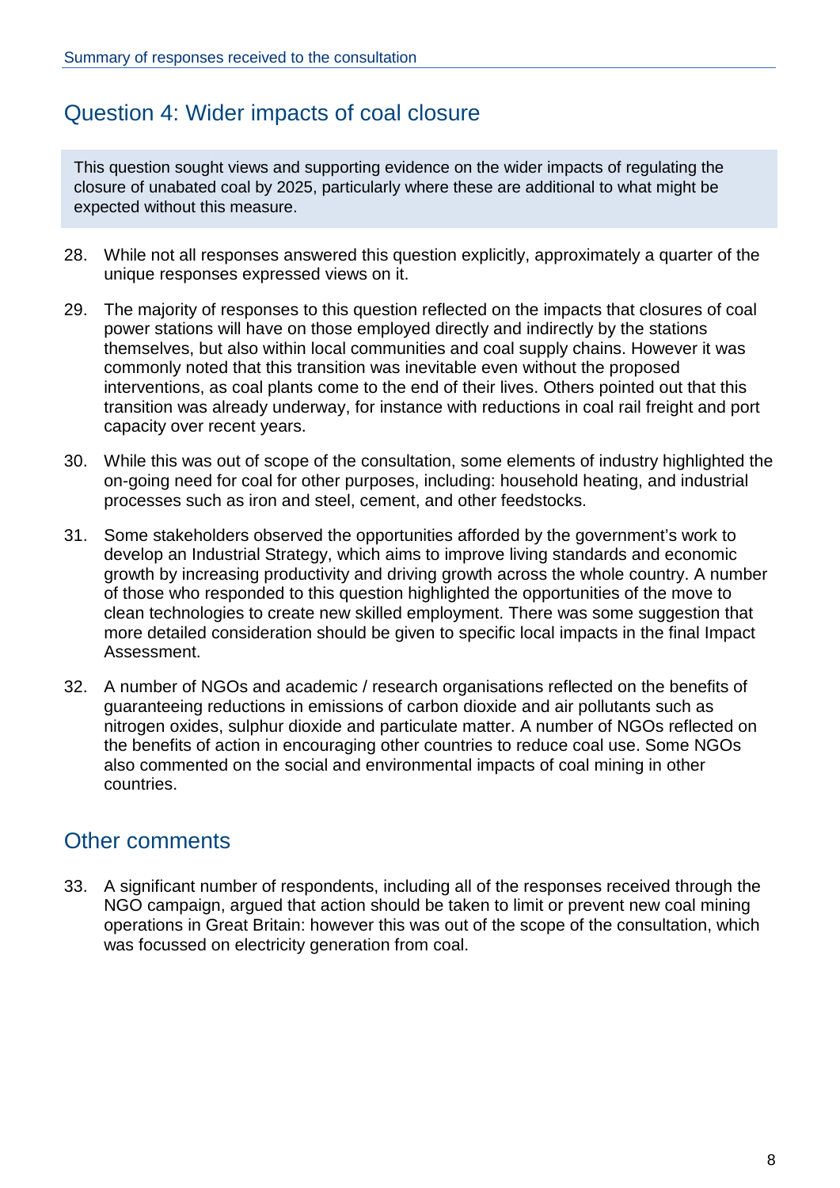## Question 4: Wider impacts of coal closure

This question sought views and supporting evidence on the wider impacts of regulating the closure of unabated coal by 2025, particularly where these are additional to what might be expected without this measure.

28. While not all responses answered this question explicitly, approximately a quarter of the unique responses expressed views on it.

29. The majority of responses to this question reflected on the impacts that closures of coal power stations will have on those employed directly and indirectly by the stations themselves, but also within local communities and coal supply chains. However it was commonly noted that this transition was inevitable even without the proposed interventions, as coal plants come to the end of their lives. Others pointed out that this transition was already underway, for instance with reductions in coal rail freight and port capacity over recent years.

30. While this was out of scope of the consultation, some elements of industry highlighted the on-going need for coal for other purposes, including: household heating, and industrial processes such as iron and steel, cement, and other feedstocks.

31. Some stakeholders observed the opportunities afforded by the government's work to develop an Industrial Strategy, which aims to improve living standards and economic growth by increasing productivity and driving growth across the whole country. A number of those who responded to this question highlighted the opportunities of the move to clean technologies to create new skilled employment. There was some suggestion that more detailed consideration should be given to specific local impacts in the final Impact Assessment.

32. A number of NGOs and academic / research organisations reflected on the benefits of guaranteeing reductions in emissions of carbon dioxide and air pollutants such as nitrogen oxides, sulphur dioxide and particulate matter. A number of NGOs reflected on the benefits of action in encouraging other countries to reduce coal use. Some NGOs also commented on the social and environmental impacts of coal mining in other countries.

## Other comments

33. A significant number of respondents, including all of the responses received through the NGO campaign, argued that action should be taken to limit or prevent new coal mining operations in Great Britain: however this was out of the scope of the consultation, which was focussed on electricity generation from coal.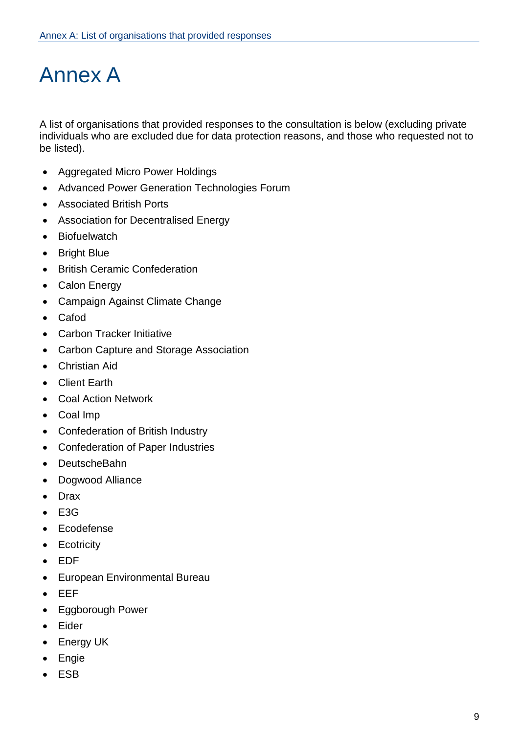# Annex A

A list of organisations that provided responses to the consultation is below (excluding private individuals who are excluded due for data protection reasons, and those who requested not to be listed).

- Aggregated Micro Power Holdings
- Advanced Power Generation Technologies Forum
- Associated British Ports
- Association for Decentralised Energy
- Biofuelwatch
- Bright Blue
- British Ceramic Confederation
- Calon Energy
- Campaign Against Climate Change
- Cafod
- Carbon Tracker Initiative
- Carbon Capture and Storage Association
- Christian Aid
- Client Earth
- Coal Action Network
- Coal Imp
- Confederation of British Industry
- Confederation of Paper Industries
- DeutscheBahn
- Dogwood Alliance
- Drax
- E3G
- Ecodefense
- Ecotricity
- EDF
- European Environmental Bureau
- EEF
- Eggborough Power
- Eider
- Energy UK
- Engie
- ESB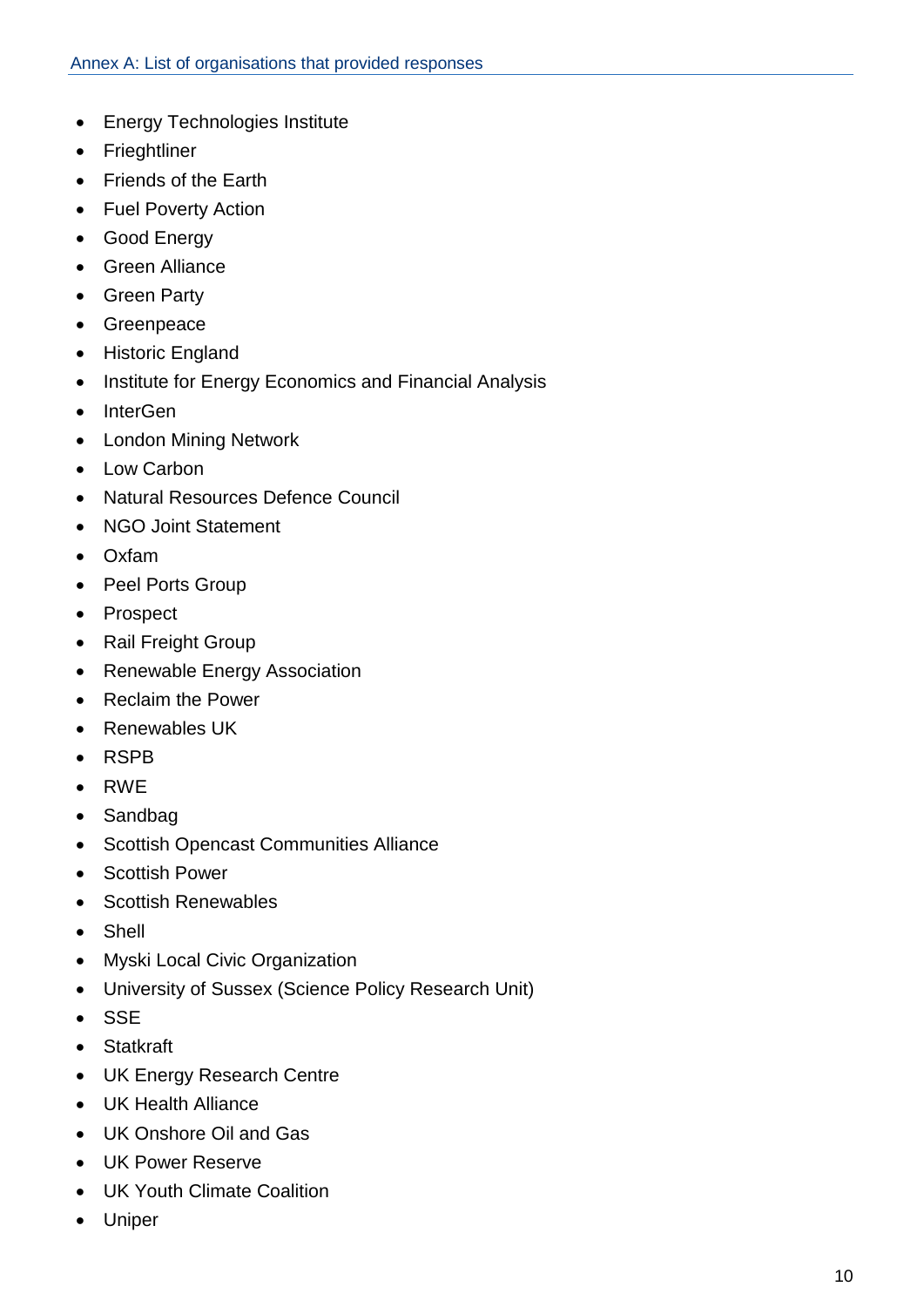- Energy Technologies Institute
- Frieghtliner
- Friends of the Earth
- Fuel Poverty Action
- Good Energy
- Green Alliance
- Green Party
- Greenpeace
- Historic England
- Institute for Energy Economics and Financial Analysis
- InterGen
- London Mining Network
- Low Carbon
- Natural Resources Defence Council
- NGO Joint Statement
- Oxfam
- Peel Ports Group
- Prospect
- Rail Freight Group
- Renewable Energy Association
- Reclaim the Power
- Renewables UK
- RSPB
- RWE
- Sandbag
- Scottish Opencast Communities Alliance
- Scottish Power
- Scottish Renewables
- Shell
- Myski Local Civic Organization
- University of Sussex (Science Policy Research Unit)
- SSE
- Statkraft
- UK Energy Research Centre
- UK Health Alliance
- UK Onshore Oil and Gas
- UK Power Reserve
- UK Youth Climate Coalition
- Uniper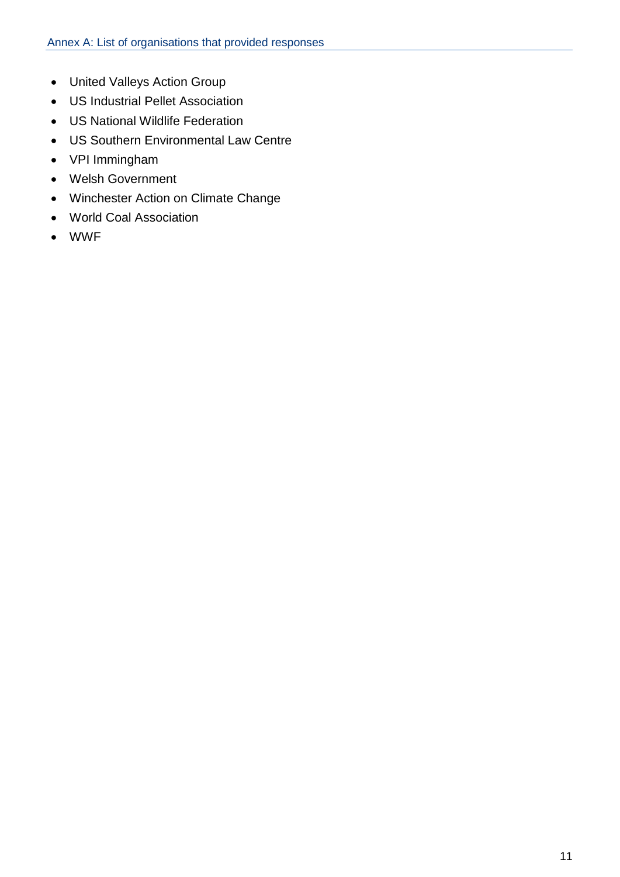- United Valleys Action Group
- US Industrial Pellet Association
- US National Wildlife Federation
- US Southern Environmental Law Centre
- VPI Immingham
- Welsh Government
- Winchester Action on Climate Change
- World Coal Association
- WWF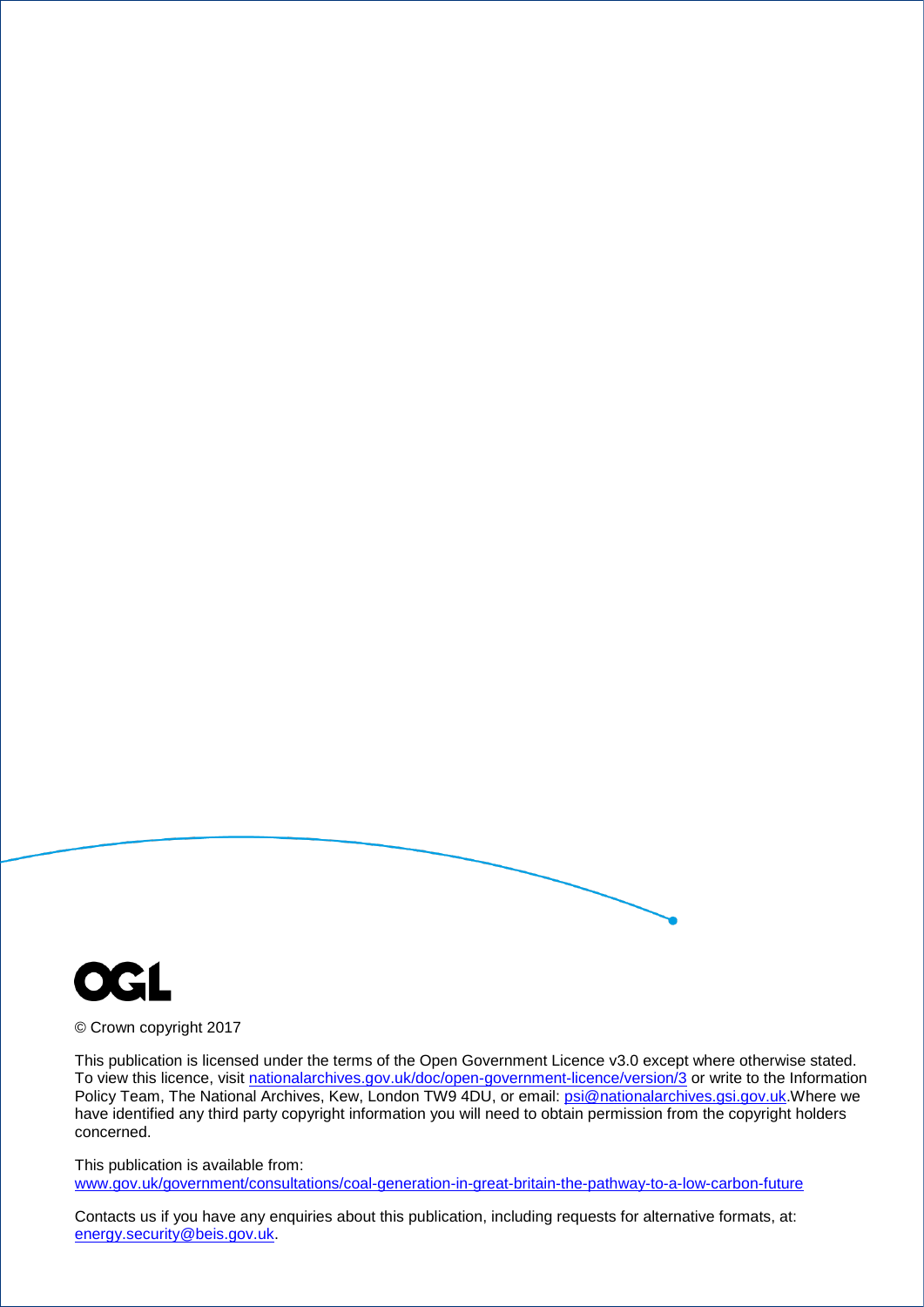OGL

© Crown copyright 2017

This publication is licensed under the terms of the Open Government Licence v3.0 except where otherwise stated. To view this licence, visit nationalarchives.gov.uk/doc/open-government-licence/version/3 or write to the Information Policy Team, The National Archives, Kew, London TW9 4DU, or email: psi@nationalarchives.gsi.gov.uk.Where we have identified any third party copyright information you will need to obtain permission from the copyright holders concerned.

This publication is available from:
www.gov.uk/government/consultations/coal-generation-in-great-britain-the-pathway-to-a-low-carbon-future

Contacts us if you have any enquiries about this publication, including requests for alternative formats, at:
energy.security@beis.gov.uk.